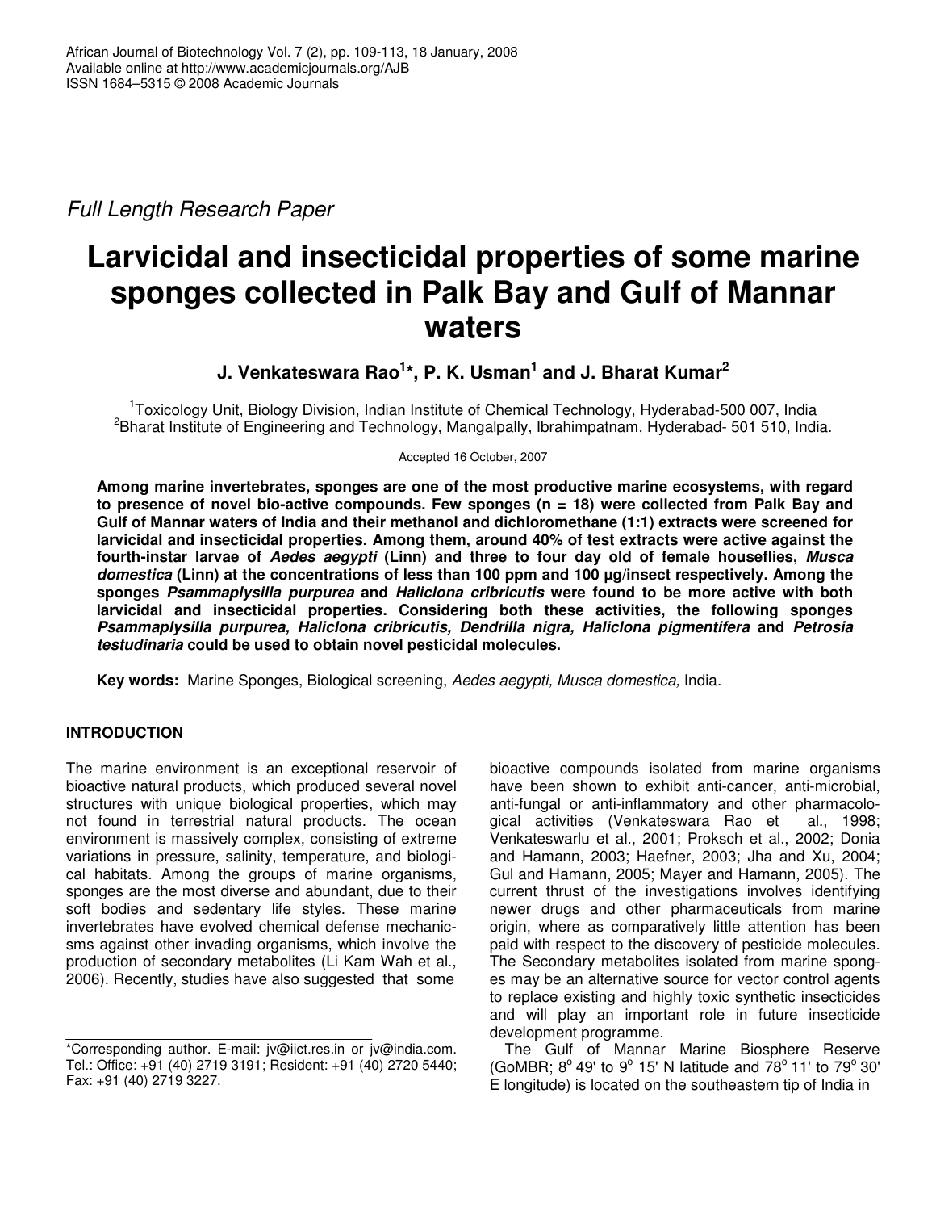*Full Length Research Paper*

# Larvicidal and insecticidal properties of some marine sponges collected in Palk Bay and Gulf of Mannar waters

**J. Venkateswara Rao[1]*, P. K. Usman[1] and J. Bharat Kumar[2]**

[1]Toxicology Unit, Biology Division, Indian Institute of Chemical Technology, Hyderabad-500 007, India
[2]Bharat Institute of Engineering and Technology, Mangalpally, Ibrahimpatnam, Hyderabad- 501 510, India.

Accepted 16 October, 2007

**Among marine invertebrates, sponges are one of the most productive marine ecosystems, with regard to presence of novel bio-active compounds. Few sponges (n = 18) were collected from Palk Bay and Gulf of Mannar waters of India and their methanol and dichloromethane (1:1) extracts were screened for larvicidal and insecticidal properties. Among them, around 40% of test extracts were active against the fourth-instar larvae of *Aedes aegypti* (Linn) and three to four day old of female houseflies, *Musca domestica* (Linn) at the concentrations of less than 100 ppm and 100 µg/insect respectively. Among the sponges *Psammaplysilla purpurea* and *Haliclona cribricutis* were found to be more active with both larvicidal and insecticidal properties. Considering both these activities, the following sponges *Psammaplysilla purpurea, Haliclona cribricutis, Dendrilla nigra, Haliclona pigmentifera* and *Petrosia testudinaria* could be used to obtain novel pesticidal molecules.**

**Key words:** Marine Sponges, Biological screening, *Aedes aegypti*, *Musca domestica*, India.

## INTRODUCTION

The marine environment is an exceptional reservoir of bioactive natural products, which produced several novel structures with unique biological properties, which may not found in terrestrial natural products. The ocean environment is massively complex, consisting of extreme variations in pressure, salinity, temperature, and biological habitats. Among the groups of marine organisms, sponges are the most diverse and abundant, due to their soft bodies and sedentary life styles. These marine invertebrates have evolved chemical defense mechanicsms against other invading organisms, which involve the production of secondary metabolites (Li Kam Wah et al., 2006). Recently, studies have also suggested that some bioactive compounds isolated from marine organisms have been shown to exhibit anti-cancer, anti-microbial, anti-fungal or anti-inflammatory and other pharmacological activities (Venkateswara Rao et al., 1998; Venkateswarlu et al., 2001; Proksch et al., 2002; Donia and Hamann, 2003; Haefner, 2003; Jha and Xu, 2004; Gul and Hamann, 2005; Mayer and Hamann, 2005). The current thrust of the investigations involves identifying newer drugs and other pharmaceuticals from marine origin, where as comparatively little attention has been paid with respect to the discovery of pesticide molecules. The Secondary metabolites isolated from marine sponges may be an alternative source for vector control agents to replace existing and highly toxic synthetic insecticides and will play an important role in future insecticide development programme.

The Gulf of Mannar Marine Biosphere Reserve (GoMBR; 8° 49' to 9° 15' N latitude and 78° 11' to 79° 30' E longitude) is located on the southeastern tip of India in

*Corresponding author. E-mail: jv@iict.res.in or jv@india.com. Tel.: Office: +91 (40) 2719 3191; Resident: +91 (40) 2720 5440; Fax: +91 (40) 2719 3227.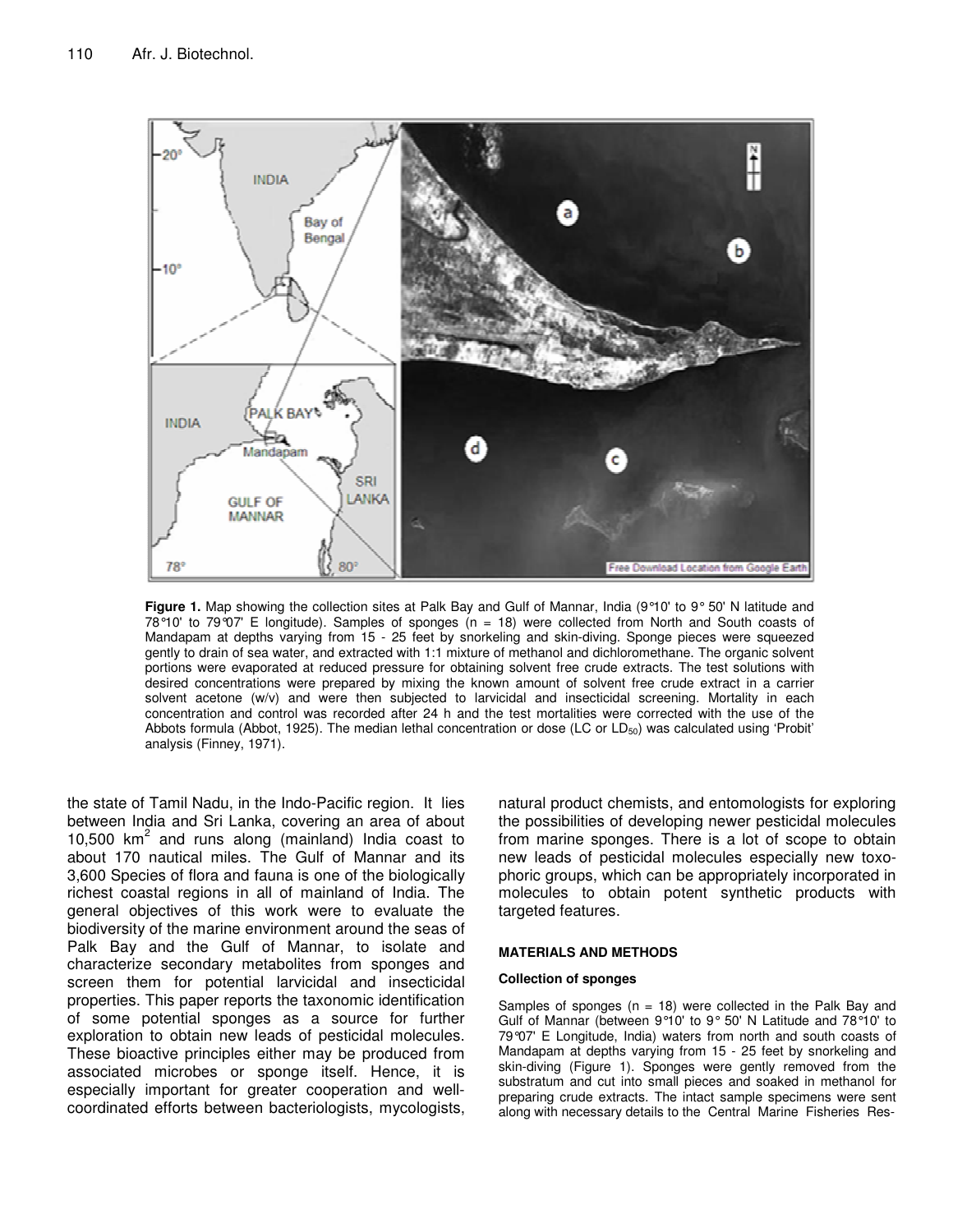**Figure 1.** Map showing the collection sites at Palk Bay and Gulf of Mannar, India (9°10' to 9° 50' N latitude and 78°10' to 79°07' E longitude). Samples of sponges (n = 18) were collected from North and South coasts of Mandapam at depths varying from 15 - 25 feet by snorkeling and skin-diving. Sponge pieces were squeezed gently to drain of sea water, and extracted with 1:1 mixture of methanol and dichloromethane. The organic solvent portions were evaporated at reduced pressure for obtaining solvent free crude extracts. The test solutions with desired concentrations were prepared by mixing the known amount of solvent free crude extract in a carrier solvent acetone (w/v) and were then subjected to larvicidal and insecticidal screening. Mortality in each concentration and control was recorded after 24 h and the test mortalities were corrected with the use of the Abbots formula (Abbot, 1925). The median lethal concentration or dose (LC or $LD_{50}$) was calculated using 'Probit' analysis (Finney, 1971).

the state of Tamil Nadu, in the Indo-Pacific region. It lies between India and Sri Lanka, covering an area of about 10,500 $km^2$ and runs along (mainland) India coast to about 170 nautical miles. The Gulf of Mannar and its 3,600 Species of flora and fauna is one of the biologically richest coastal regions in all of mainland of India. The general objectives of this work were to evaluate the biodiversity of the marine environment around the seas of Palk Bay and the Gulf of Mannar, to isolate and characterize secondary metabolites from sponges and screen them for potential larvicidal and insecticidal properties. This paper reports the taxonomic identification of some potential sponges as a source for further exploration to obtain new leads of pesticidal molecules. These bioactive principles either may be produced from associated microbes or sponge itself. Hence, it is especially important for greater cooperation and well-coordinated efforts between bacteriologists, mycologists, natural product chemists, and entomologists for exploring the possibilities of developing newer pesticidal molecules from marine sponges. There is a lot of scope to obtain new leads of pesticidal molecules especially new toxophoric groups, which can be appropriately incorporated in molecules to obtain potent synthetic products with targeted features.

## MATERIALS AND METHODS

### Collection of sponges

Samples of sponges (n = 18) were collected in the Palk Bay and Gulf of Mannar (between 9°10' to 9° 50' N Latitude and 78°10' to 79°07' E Longitude, India) waters from north and south coasts of Mandapam at depths varying from 15 - 25 feet by snorkeling and skin-diving (Figure 1). Sponges were gently removed from the substratum and cut into small pieces and soaked in methanol for preparing crude extracts. The intact sample specimens were sent along with necessary details to the Central Marine Fisheries Res-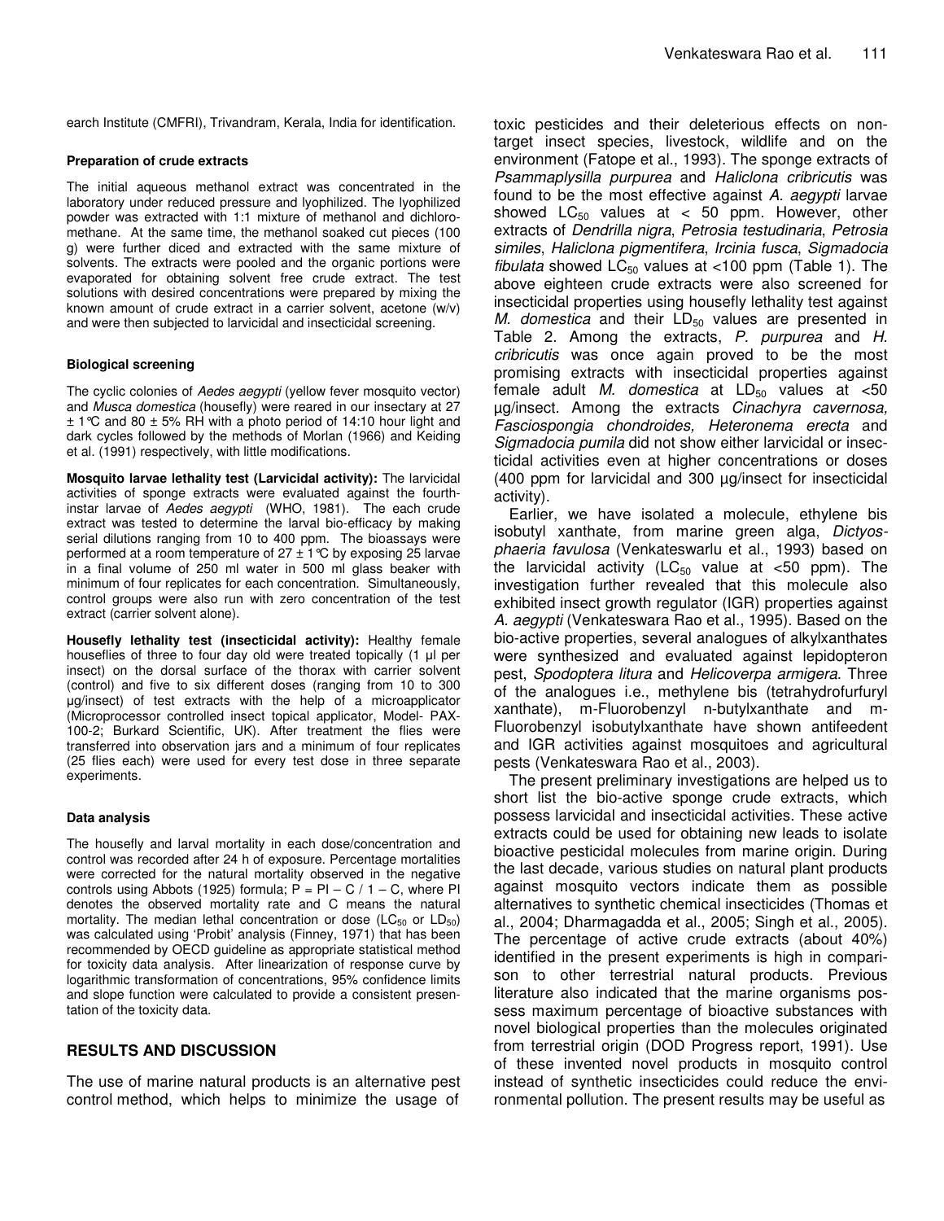earch Institute (CMFRI), Trivandram, Kerala, India for identification.

#### Preparation of crude extracts

The initial aqueous methanol extract was concentrated in the laboratory under reduced pressure and lyophilized. The lyophilized powder was extracted with 1:1 mixture of methanol and dichloromethane. At the same time, the methanol soaked cut pieces (100 g) were further diced and extracted with the same mixture of solvents. The extracts were pooled and the organic portions were evaporated for obtaining solvent free crude extract. The test solutions with desired concentrations were prepared by mixing the known amount of crude extract in a carrier solvent, acetone (w/v) and were then subjected to larvicidal and insecticidal screening.

#### Biological screening

The cyclic colonies of *Aedes aegypti* (yellow fever mosquito vector) and *Musca domestica* (housefly) were reared in our insectary at 27 ± 1°C and 80 ± 5% RH with a photo period of 14:10 hour light and dark cycles followed by the methods of Morlan (1966) and Keiding et al. (1991) respectively, with little modifications.

**Mosquito larvae lethality test (Larvicidal activity):** The larvicidal activities of sponge extracts were evaluated against the fourth-instar larvae of *Aedes aegypti* (WHO, 1981). The each crude extract was tested to determine the larval bio-efficacy by making serial dilutions ranging from 10 to 400 ppm. The bioassays were performed at a room temperature of 27 ± 1°C by exposing 25 larvae in a final volume of 250 ml water in 500 ml glass beaker with minimum of four replicates for each concentration. Simultaneously, control groups were also run with zero concentration of the test extract (carrier solvent alone).

**Housefly lethality test (insecticidal activity):** Healthy female houseflies of three to four day old were treated topically (1 µl per insect) on the dorsal surface of the thorax with carrier solvent (control) and five to six different doses (ranging from 10 to 300 µg/insect) of test extracts with the help of a microapplicator (Microprocessor controlled insect topical applicator, Model- PAX-100-2; Burkard Scientific, UK). After treatment the flies were transferred into observation jars and a minimum of four replicates (25 flies each) were used for every test dose in three separate experiments.

#### Data analysis

The housefly and larval mortality in each dose/concentration and control was recorded after 24 h of exposure. Percentage mortalities were corrected for the natural mortality observed in the negative controls using Abbots (1925) formula; $P = PI - C / 1 - C$, where PI denotes the observed mortality rate and C means the natural mortality. The median lethal concentration or dose ($LC_{50}$ or $LD_{50}$) was calculated using 'Probit' analysis (Finney, 1971) that has been recommended by OECD guideline as appropriate statistical method for toxicity data analysis. After linearization of response curve by logarithmic transformation of concentrations, 95% confidence limits and slope function were calculated to provide a consistent presentation of the toxicity data.

## RESULTS AND DISCUSSION

The use of marine natural products is an alternative pest control method, which helps to minimize the usage of toxic pesticides and their deleterious effects on non-target insect species, livestock, wildlife and on the environment (Fatope et al., 1993). The sponge extracts of *Psammaplysilla purpurea* and *Haliclona cribricutis* was found to be the most effective against *A. aegypti* larvae showed $LC_{50}$ values at < 50 ppm. However, other extracts of *Dendrilla nigra*, *Petrosia testudinaria*, *Petrosia similes*, *Haliclona pigmentifera*, *Ircinia fusca*, *Sigmadocia fibulata* showed $LC_{50}$ values at <100 ppm (Table 1). The above eighteen crude extracts were also screened for insecticidal properties using housefly lethality test against *M. domestica* and their $LD_{50}$ values are presented in Table 2. Among the extracts, *P. purpurea* and *H. cribricutis* was once again proved to be the most promising extracts with insecticidal properties against female adult *M. domestica* at $LD_{50}$ values at <50 µg/insect. Among the extracts *Cinachyra cavernosa, Fasciospongia chondroides, Heteronema erecta* and *Sigmadocia pumila* did not show either larvicidal or insecticidal activities even at higher concentrations or doses (400 ppm for larvicidal and 300 µg/insect for insecticidal activity).

Earlier, we have isolated a molecule, ethylene bis isobutyl xanthate, from marine green alga, *Dictyosphaeria favulosa* (Venkateswarlu et al., 1993) based on the larvicidal activity ($LC_{50}$ value at <50 ppm). The investigation further revealed that this molecule also exhibited insect growth regulator (IGR) properties against *A. aegypti* (Venkateswara Rao et al., 1995). Based on the bio-active properties, several analogues of alkylxanthates were synthesized and evaluated against lepidopteron pest, *Spodoptera litura* and *Helicoverpa armigera*. Three of the analogues i.e., methylene bis (tetrahydrofurfuryl xanthate), m-Fluorobenzyl n-butylxanthate and m-Fluorobenzyl isobutylxanthate have shown antifeedent and IGR activities against mosquitoes and agricultural pests (Venkateswara Rao et al., 2003).

The present preliminary investigations are helped us to short list the bio-active sponge crude extracts, which possess larvicidal and insecticidal activities. These active extracts could be used for obtaining new leads to isolate bioactive pesticidal molecules from marine origin. During the last decade, various studies on natural plant products against mosquito vectors indicate them as possible alternatives to synthetic chemical insecticides (Thomas et al., 2004; Dharmagadda et al., 2005; Singh et al., 2005). The percentage of active crude extracts (about 40%) identified in the present experiments is high in comparison to other terrestrial natural products. Previous literature also indicated that the marine organisms possess maximum percentage of bioactive substances with novel biological properties than the molecules originated from terrestrial origin (DOD Progress report, 1991). Use of these invented novel products in mosquito control instead of synthetic insecticides could reduce the environmental pollution. The present results may be useful as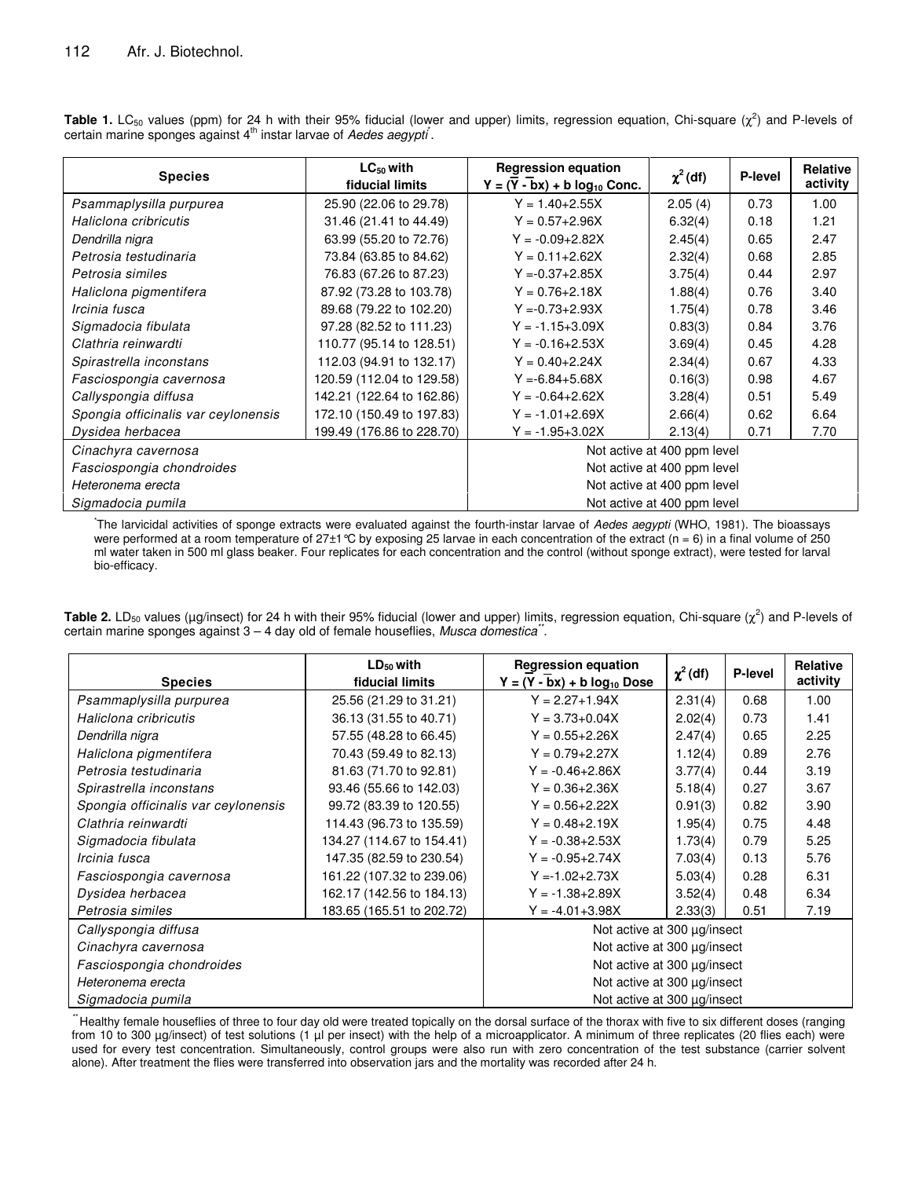**Table 1.** $LC_{50}$ values (ppm) for 24 h with their 95% fiducial (lower and upper) limits, regression equation, Chi-square ($\chi^2$) and P-levels of certain marine sponges against 4[th] instar larvae of *Aedes aegypti*[*].

| Species | $LC_{50}$ with fiducial limits | Regression equation $Y = (\bar{Y} - \bar{b}x) + b \log_{10}$ Conc. | $\chi^2$ (df) | P-level | Relative activity |
|---|---|---|---|---|---|
| *Psammaplysilla purpurea* | 25.90 (22.06 to 29.78) | Y = 1.40+2.55X | 2.05 (4) | 0.73 | 1.00 |
| *Haliclona cribricutis* | 31.46 (21.41 to 44.49) | Y = 0.57+2.96X | 6.32(4) | 0.18 | 1.21 |
| *Dendrilla nigra* | 63.99 (55.20 to 72.76) | Y = -0.09+2.82X | 2.45(4) | 0.65 | 2.47 |
| *Petrosia testudinaria* | 73.84 (63.85 to 84.62) | Y = 0.11+2.62X | 2.32(4) | 0.68 | 2.85 |
| *Petrosia similes* | 76.83 (67.26 to 87.23) | Y =-0.37+2.85X | 3.75(4) | 0.44 | 2.97 |
| *Haliclona pigmentifera* | 87.92 (73.28 to 103.78) | Y = 0.76+2.18X | 1.88(4) | 0.76 | 3.40 |
| *Ircinia fusca* | 89.68 (79.22 to 102.20) | Y =-0.73+2.93X | 1.75(4) | 0.78 | 3.46 |
| *Sigmadocia fibulata* | 97.28 (82.52 to 111.23) | Y = -1.15+3.09X | 0.83(3) | 0.84 | 3.76 |
| *Clathria reinwardti* | 110.77 (95.14 to 128.51) | Y = -0.16+2.53X | 3.69(4) | 0.45 | 4.28 |
| *Spirastrella inconstans* | 112.03 (94.91 to 132.17) | Y = 0.40+2.24X | 2.34(4) | 0.67 | 4.33 |
| *Fasciospongia cavernosa* | 120.59 (112.04 to 129.58) | Y =-6.84+5.68X | 0.16(3) | 0.98 | 4.67 |
| *Callyspongia diffusa* | 142.21 (122.64 to 162.86) | Y = -0.64+2.62X | 3.28(4) | 0.51 | 5.49 |
| *Spongia officinalis var ceylonensis* | 172.10 (150.49 to 197.83) | Y = -1.01+2.69X | 2.66(4) | 0.62 | 6.64 |
| *Dysidea herbacea* | 199.49 (176.86 to 228.70) | Y = -1.95+3.02X | 2.13(4) | 0.71 | 7.70 |
| *Cinachyra cavernosa* | | Not active at 400 ppm level | | | |
| *Fasciospongia chondroides* | | Not active at 400 ppm level | | | |
| *Heteronema erecta* | | Not active at 400 ppm level | | | |
| *Sigmadocia pumila* | | Not active at 400 ppm level | | | |

[*]The larvicidal activities of sponge extracts were evaluated against the fourth-instar larvae of *Aedes aegypti* (WHO, 1981). The bioassays were performed at a room temperature of 27±1°C by exposing 25 larvae in each concentration of the extract (n = 6) in a final volume of 250 ml water taken in 500 ml glass beaker. Four replicates for each concentration and the control (without sponge extract), were tested for larval bio-efficacy.

**Table 2.** $LD_{50}$ values (µg/insect) for 24 h with their 95% fiducial (lower and upper) limits, regression equation, Chi-square ($\chi^2$) and P-levels of certain marine sponges against 3 – 4 day old of female houseflies, *Musca domestica*[**].

| Species | $LD_{50}$ with fiducial limits | Regression equation $Y = (\bar{Y} - \bar{b}x) + b \log_{10}$ Dose | $\chi^2$ (df) | P-level | Relative activity |
|---|---|---|---|---|---|
| *Psammaplysilla purpurea* | 25.56 (21.29 to 31.21) | Y = 2.27+1.94X | 2.31(4) | 0.68 | 1.00 |
| *Haliclona cribricutis* | 36.13 (31.55 to 40.71) | Y = 3.73+0.04X | 2.02(4) | 0.73 | 1.41 |
| *Dendrilla nigra* | 57.55 (48.28 to 66.45) | Y = 0.55+2.26X | 2.47(4) | 0.65 | 2.25 |
| *Haliclona pigmentifera* | 70.43 (59.49 to 82.13) | Y = 0.79+2.27X | 1.12(4) | 0.89 | 2.76 |
| *Petrosia testudinaria* | 81.63 (71.70 to 92.81) | Y = -0.46+2.86X | 3.77(4) | 0.44 | 3.19 |
| *Spirastrella inconstans* | 93.46 (55.66 to 142.03) | Y = 0.36+2.36X | 5.18(4) | 0.27 | 3.67 |
| *Spongia officinalis var ceylonensis* | 99.72 (83.39 to 120.55) | Y = 0.56+2.22X | 0.91(3) | 0.82 | 3.90 |
| *Clathria reinwardti* | 114.43 (96.73 to 135.59) | Y = 0.48+2.19X | 1.95(4) | 0.75 | 4.48 |
| *Sigmadocia fibulata* | 134.27 (114.67 to 154.41) | Y = -0.38+2.53X | 1.73(4) | 0.79 | 5.25 |
| *Ircinia fusca* | 147.35 (82.59 to 230.54) | Y = -0.95+2.74X | 7.03(4) | 0.13 | 5.76 |
| *Fasciospongia cavernosa* | 161.22 (107.32 to 239.06) | Y =-1.02+2.73X | 5.03(4) | 0.28 | 6.31 |
| *Dysidea herbacea* | 162.17 (142.56 to 184.13) | Y = -1.38+2.89X | 3.52(4) | 0.48 | 6.34 |
| *Petrosia similes* | 183.65 (165.51 to 202.72) | Y = -4.01+3.98X | 2.33(3) | 0.51 | 7.19 |
| *Callyspongia diffusa* | | Not active at 300 µg/insect | | | |
| *Cinachyra cavernosa* | | Not active at 300 µg/insect | | | |
| *Fasciospongia chondroides* | | Not active at 300 µg/insect | | | |
| *Heteronema erecta* | | Not active at 300 µg/insect | | | |
| *Sigmadocia pumila* | | Not active at 300 µg/insect | | | |

[**]Healthy female houseflies of three to four day old were treated topically on the dorsal surface of the thorax with five to six different doses (ranging from 10 to 300 µg/insect) of test solutions (1 µl per insect) with the help of a microapplicator. A minimum of three replicates (20 flies each) were used for every test concentration. Simultaneously, control groups were also run with zero concentration of the test substance (carrier solvent alone). After treatment the flies were transferred into observation jars and the mortality was recorded after 24 h.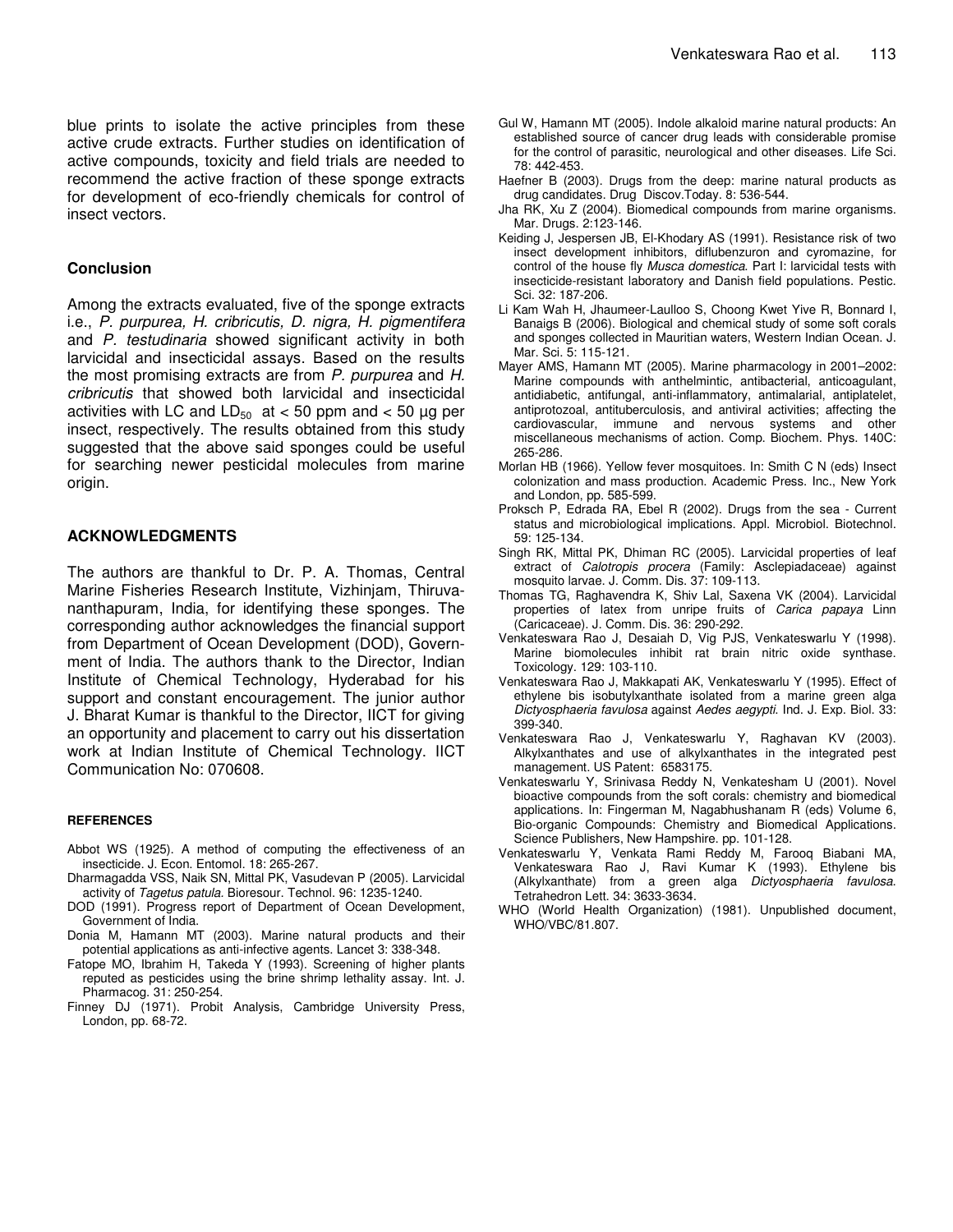blue prints to isolate the active principles from these active crude extracts. Further studies on identification of active compounds, toxicity and field trials are needed to recommend the active fraction of these sponge extracts for development of eco-friendly chemicals for control of insect vectors.

## Conclusion

Among the extracts evaluated, five of the sponge extracts i.e., *P. purpurea, H. cribricutis, D. nigra, H. pigmentifera* and *P. testudinaria* showed significant activity in both larvicidal and insecticidal assays. Based on the results the most promising extracts are from *P. purpurea* and *H. cribricutis* that showed both larvicidal and insecticidal activities with LC and $LD_{50}$ at < 50 ppm and < 50 µg per insect, respectively. The results obtained from this study suggested that the above said sponges could be useful for searching newer pesticidal molecules from marine origin.

## ACKNOWLEDGMENTS

The authors are thankful to Dr. P. A. Thomas, Central Marine Fisheries Research Institute, Vizhinjam, Thiruvananthapuram, India, for identifying these sponges. The corresponding author acknowledges the financial support from Department of Ocean Development (DOD), Government of India. The authors thank to the Director, Indian Institute of Chemical Technology, Hyderabad for his support and constant encouragement. The junior author J. Bharat Kumar is thankful to the Director, IICT for giving an opportunity and placement to carry out his dissertation work at Indian Institute of Chemical Technology. IICT Communication No: 070608.

### REFERENCES

Abbot WS (1925). A method of computing the effectiveness of an insecticide. J. Econ. Entomol. 18: 265-267.

Dharmagadda VSS, Naik SN, Mittal PK, Vasudevan P (2005). Larvicidal activity of *Tagetus patula*. Bioresour. Technol. 96: 1235-1240.

DOD (1991). Progress report of Department of Ocean Development, Government of India.

Donia M, Hamann MT (2003). Marine natural products and their potential applications as anti-infective agents. Lancet 3: 338-348.

Fatope MO, Ibrahim H, Takeda Y (1993). Screening of higher plants reputed as pesticides using the brine shrimp lethality assay. Int. J. Pharmacog. 31: 250-254.

Finney DJ (1971). Probit Analysis, Cambridge University Press, London, pp. 68-72.

Gul W, Hamann MT (2005). Indole alkaloid marine natural products: An established source of cancer drug leads with considerable promise for the control of parasitic, neurological and other diseases. Life Sci. 78: 442-453.

Haefner B (2003). Drugs from the deep: marine natural products as drug candidates. Drug Discov.Today. 8: 536-544.

Jha RK, Xu Z (2004). Biomedical compounds from marine organisms. Mar. Drugs. 2:123-146.

Keiding J, Jespersen JB, El-Khodary AS (1991). Resistance risk of two insect development inhibitors, diflubenzuron and cyromazine, for control of the house fly *Musca domestica*. Part I: larvicidal tests with insecticide-resistant laboratory and Danish field populations. Pestic. Sci. 32: 187-206.

Li Kam Wah H, Jhaumeer-Laulloo S, Choong Kwet Yive R, Bonnard I, Banaigs B (2006). Biological and chemical study of some soft corals and sponges collected in Mauritian waters, Western Indian Ocean. J. Mar. Sci. 5: 115-121.

Mayer AMS, Hamann MT (2005). Marine pharmacology in 2001–2002: Marine compounds with anthelmintic, antibacterial, anticoagulant, antidiabetic, antifungal, anti-inflammatory, antimalarial, antiplatelet, antiprotozoal, antituberculosis, and antiviral activities; affecting the cardiovascular, immune and nervous systems and other miscellaneous mechanisms of action. Comp. Biochem. Phys. 140C: 265-286.

Morlan HB (1966). Yellow fever mosquitoes. In: Smith C N (eds) Insect colonization and mass production. Academic Press. Inc., New York and London, pp. 585-599.

Proksch P, Edrada RA, Ebel R (2002). Drugs from the sea - Current status and microbiological implications. Appl. Microbiol. Biotechnol. 59: 125-134.

Singh RK, Mittal PK, Dhiman RC (2005). Larvicidal properties of leaf extract of *Calotropis procera* (Family: Asclepiadaceae) against mosquito larvae. J. Comm. Dis. 37: 109-113.

Thomas TG, Raghavendra K, Shiv Lal, Saxena VK (2004). Larvicidal properties of latex from unripe fruits of *Carica papaya* Linn (Caricaceae). J. Comm. Dis. 36: 290-292.

Venkateswara Rao J, Desaiah D, Vig PJS, Venkateswarlu Y (1998). Marine biomolecules inhibit rat brain nitric oxide synthase. Toxicology. 129: 103-110.

Venkateswara Rao J, Makkapati AK, Venkateswarlu Y (1995). Effect of ethylene bis isobutylxanthate isolated from a marine green alga *Dictyosphaeria favulosa* against *Aedes aegypti*. Ind. J. Exp. Biol. 33: 399-340.

Venkateswara Rao J, Venkateswarlu Y, Raghavan KV (2003). Alkylxanthates and use of alkylxanthates in the integrated pest management. US Patent: 6583175.

Venkateswarlu Y, Srinivasa Reddy N, Venkatesham U (2001). Novel bioactive compounds from the soft corals: chemistry and biomedical applications. In: Fingerman M, Nagabhushanam R (eds) Volume 6, Bio-organic Compounds: Chemistry and Biomedical Applications. Science Publishers, New Hampshire. pp. 101-128.

Venkateswarlu Y, Venkata Rami Reddy M, Farooq Biabani MA, Venkateswara Rao J, Ravi Kumar K (1993). Ethylene bis (Alkylxanthate) from a green alga *Dictyosphaeria favulosa*. Tetrahedron Lett. 34: 3633-3634.

WHO (World Health Organization) (1981). Unpublished document, WHO/VBC/81.807.